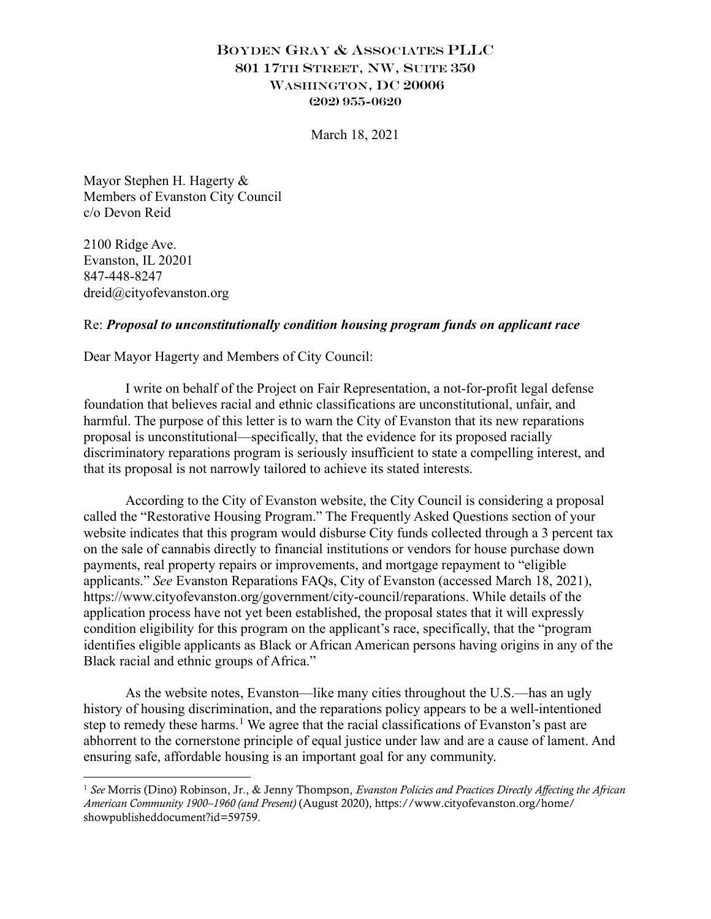Boyden Gray & Associates PLLC
801 17th Street, NW, Suite 350
Washington, DC 20006
(202) 955-0620

March 18, 2021

Mayor Stephen H. Hagerty &
Members of Evanston City Council
c/o Devon Reid

2100 Ridge Ave.
Evanston, IL 20201
847-448-8247
dreid@cityofevanston.org

Re: ***Proposal to unconstitutionally condition housing program funds on applicant race***

Dear Mayor Hagerty and Members of City Council:

I write on behalf of the Project on Fair Representation, a not-for-profit legal defense foundation that believes racial and ethnic classifications are unconstitutional, unfair, and harmful. The purpose of this letter is to warn the City of Evanston that its new reparations proposal is unconstitutional—specifically, that the evidence for its proposed racially discriminatory reparations program is seriously insufficient to state a compelling interest, and that its proposal is not narrowly tailored to achieve its stated interests.

According to the City of Evanston website, the City Council is considering a proposal called the "Restorative Housing Program." The Frequently Asked Questions section of your website indicates that this program would disburse City funds collected through a 3 percent tax on the sale of cannabis directly to financial institutions or vendors for house purchase down payments, real property repairs or improvements, and mortgage repayment to "eligible applicants." *See* Evanston Reparations FAQs, City of Evanston (accessed March 18, 2021), https://www.cityofevanston.org/government/city-council/reparations. While details of the application process have not yet been established, the proposal states that it will expressly condition eligibility for this program on the applicant's race, specifically, that the "program identifies eligible applicants as Black or African American persons having origins in any of the Black racial and ethnic groups of Africa."

As the website notes, Evanston—like many cities throughout the U.S.—has an ugly history of housing discrimination, and the reparations policy appears to be a well-intentioned step to remedy these harms.[1] We agree that the racial classifications of Evanston's past are abhorrent to the cornerstone principle of equal justice under law and are a cause of lament. And ensuring safe, affordable housing is an important goal for any community.

[1] *See* Morris (Dino) Robinson, Jr., & Jenny Thompson, *Evanston Policies and Practices Directly Affecting the African American Community 1900–1960 (and Present)* (August 2020), https://www.cityofevanston.org/home/showpublisheddocument?id=59759.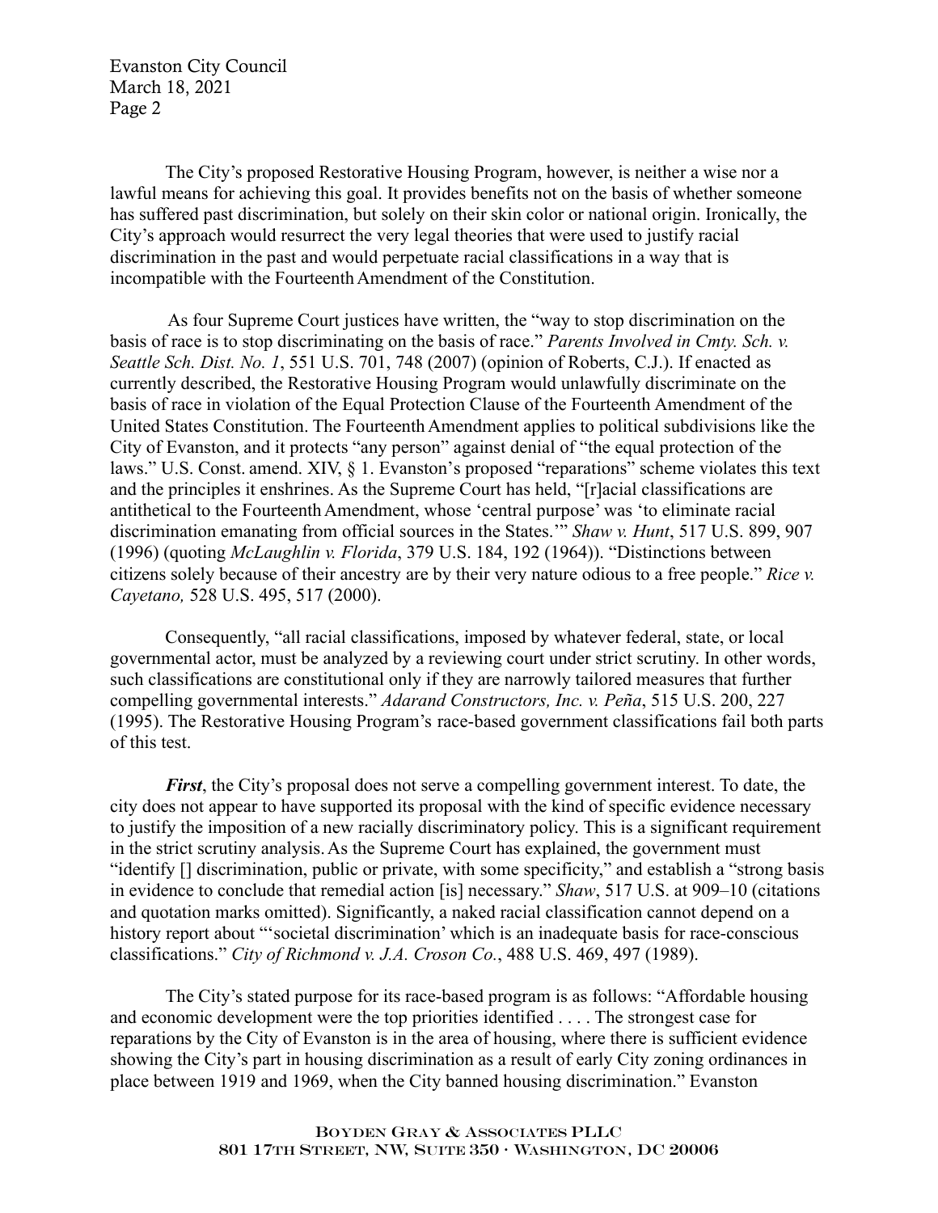The City's proposed Restorative Housing Program, however, is neither a wise nor a lawful means for achieving this goal. It provides benefits not on the basis of whether someone has suffered past discrimination, but solely on their skin color or national origin. Ironically, the City's approach would resurrect the very legal theories that were used to justify racial discrimination in the past and would perpetuate racial classifications in a way that is incompatible with the Fourteenth Amendment of the Constitution.

As four Supreme Court justices have written, the "way to stop discrimination on the basis of race is to stop discriminating on the basis of race." *Parents Involved in Cmty. Sch. v. Seattle Sch. Dist. No. 1*, 551 U.S. 701, 748 (2007) (opinion of Roberts, C.J.). If enacted as currently described, the Restorative Housing Program would unlawfully discriminate on the basis of race in violation of the Equal Protection Clause of the Fourteenth Amendment of the United States Constitution. The Fourteenth Amendment applies to political subdivisions like the City of Evanston, and it protects "any person" against denial of "the equal protection of the laws." U.S. Const. amend. XIV, § 1. Evanston's proposed "reparations" scheme violates this text and the principles it enshrines. As the Supreme Court has held, "[r]acial classifications are antithetical to the Fourteenth Amendment, whose 'central purpose' was 'to eliminate racial discrimination emanating from official sources in the States.'" *Shaw v. Hunt*, 517 U.S. 899, 907 (1996) (quoting *McLaughlin v. Florida*, 379 U.S. 184, 192 (1964)). "Distinctions between citizens solely because of their ancestry are by their very nature odious to a free people." *Rice v. Cayetano,* 528 U.S. 495, 517 (2000).

Consequently, "all racial classifications, imposed by whatever federal, state, or local governmental actor, must be analyzed by a reviewing court under strict scrutiny. In other words, such classifications are constitutional only if they are narrowly tailored measures that further compelling governmental interests." *Adarand Constructors, Inc. v. Peña*, 515 U.S. 200, 227 (1995). The Restorative Housing Program's race-based government classifications fail both parts of this test.

***First***, the City's proposal does not serve a compelling government interest. To date, the city does not appear to have supported its proposal with the kind of specific evidence necessary to justify the imposition of a new racially discriminatory policy. This is a significant requirement in the strict scrutiny analysis. As the Supreme Court has explained, the government must "identify [] discrimination, public or private, with some specificity," and establish a "strong basis in evidence to conclude that remedial action [is] necessary." *Shaw*, 517 U.S. at 909–10 (citations and quotation marks omitted). Significantly, a naked racial classification cannot depend on a history report about "'societal discrimination' which is an inadequate basis for race-conscious classifications." *City of Richmond v. J.A. Croson Co.*, 488 U.S. 469, 497 (1989).

The City's stated purpose for its race-based program is as follows: "Affordable housing and economic development were the top priorities identified . . . . The strongest case for reparations by the City of Evanston is in the area of housing, where there is sufficient evidence showing the City's part in housing discrimination as a result of early City zoning ordinances in place between 1919 and 1969, when the City banned housing discrimination." Evanston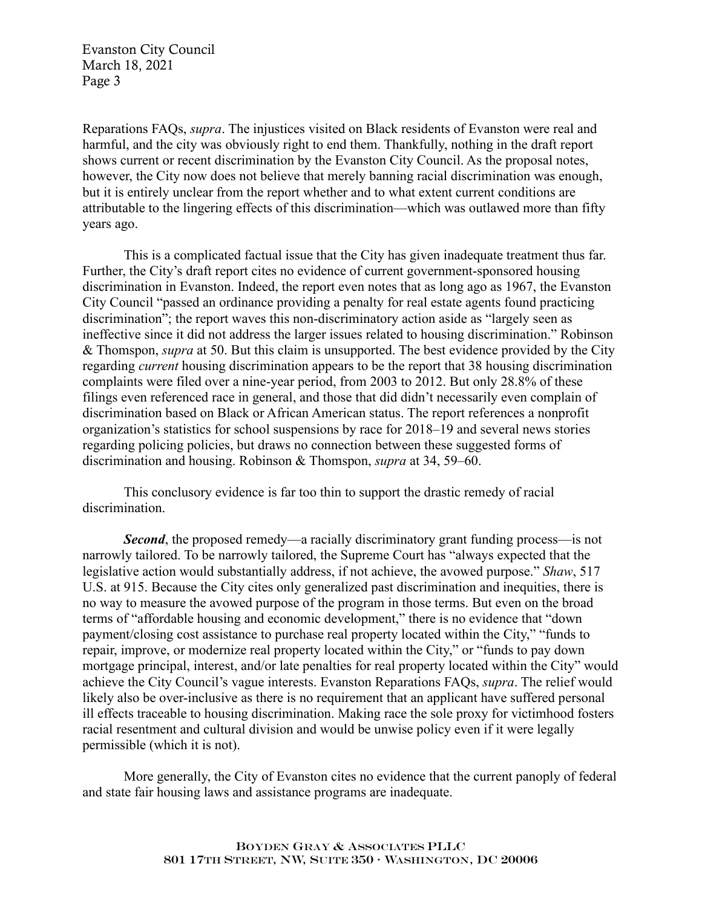Reparations FAQs, *supra*. The injustices visited on Black residents of Evanston were real and harmful, and the city was obviously right to end them. Thankfully, nothing in the draft report shows current or recent discrimination by the Evanston City Council. As the proposal notes, however, the City now does not believe that merely banning racial discrimination was enough, but it is entirely unclear from the report whether and to what extent current conditions are attributable to the lingering effects of this discrimination—which was outlawed more than fifty years ago.

This is a complicated factual issue that the City has given inadequate treatment thus far. Further, the City's draft report cites no evidence of current government-sponsored housing discrimination in Evanston. Indeed, the report even notes that as long ago as 1967, the Evanston City Council "passed an ordinance providing a penalty for real estate agents found practicing discrimination"; the report waves this non-discriminatory action aside as "largely seen as ineffective since it did not address the larger issues related to housing discrimination." Robinson & Thomspon, *supra* at 50. But this claim is unsupported. The best evidence provided by the City regarding *current* housing discrimination appears to be the report that 38 housing discrimination complaints were filed over a nine-year period, from 2003 to 2012. But only 28.8% of these filings even referenced race in general, and those that did didn't necessarily even complain of discrimination based on Black or African American status. The report references a nonprofit organization's statistics for school suspensions by race for 2018–19 and several news stories regarding policing policies, but draws no connection between these suggested forms of discrimination and housing. Robinson & Thomspon, *supra* at 34, 59–60.

This conclusory evidence is far too thin to support the drastic remedy of racial discrimination.

***Second***, the proposed remedy—a racially discriminatory grant funding process—is not narrowly tailored. To be narrowly tailored, the Supreme Court has "always expected that the legislative action would substantially address, if not achieve, the avowed purpose." *Shaw*, 517 U.S. at 915. Because the City cites only generalized past discrimination and inequities, there is no way to measure the avowed purpose of the program in those terms. But even on the broad terms of "affordable housing and economic development," there is no evidence that "down payment/closing cost assistance to purchase real property located within the City," "funds to repair, improve, or modernize real property located within the City," or "funds to pay down mortgage principal, interest, and/or late penalties for real property located within the City" would achieve the City Council's vague interests. Evanston Reparations FAQs, *supra*. The relief would likely also be over-inclusive as there is no requirement that an applicant have suffered personal ill effects traceable to housing discrimination. Making race the sole proxy for victimhood fosters racial resentment and cultural division and would be unwise policy even if it were legally permissible (which it is not).

More generally, the City of Evanston cites no evidence that the current panoply of federal and state fair housing laws and assistance programs are inadequate.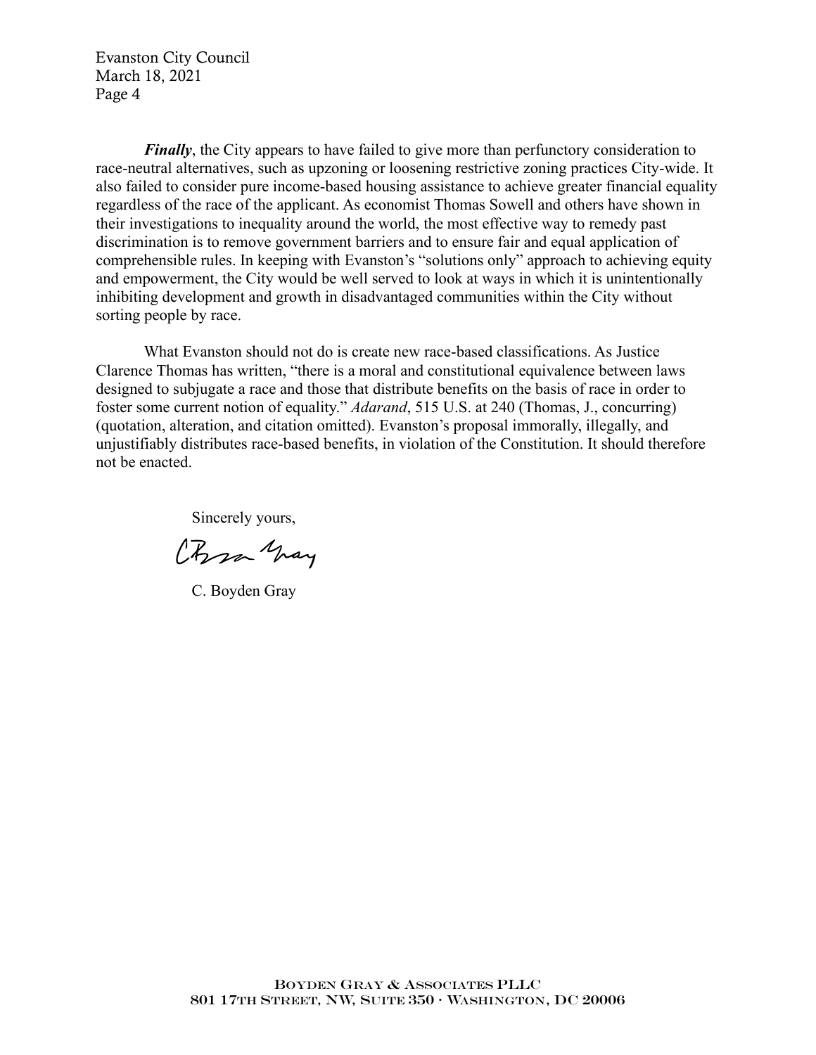***Finally***, the City appears to have failed to give more than perfunctory consideration to race-neutral alternatives, such as upzoning or loosening restrictive zoning practices City-wide. It also failed to consider pure income-based housing assistance to achieve greater financial equality regardless of the race of the applicant. As economist Thomas Sowell and others have shown in their investigations to inequality around the world, the most effective way to remedy past discrimination is to remove government barriers and to ensure fair and equal application of comprehensible rules. In keeping with Evanston's "solutions only" approach to achieving equity and empowerment, the City would be well served to look at ways in which it is unintentionally inhibiting development and growth in disadvantaged communities within the City without sorting people by race.

What Evanston should not do is create new race-based classifications. As Justice Clarence Thomas has written, "there is a moral and constitutional equivalence between laws designed to subjugate a race and those that distribute benefits on the basis of race in order to foster some current notion of equality." *Adarand*, 515 U.S. at 240 (Thomas, J., concurring) (quotation, alteration, and citation omitted). Evanston's proposal immorally, illegally, and unjustifiably distributes race-based benefits, in violation of the Constitution. It should therefore not be enacted.

Sincerely yours,

C. Boyden Gray

Boyden Gray & Associates PLLC
801 17th Street, NW, Suite 350 · Washington, DC 20006